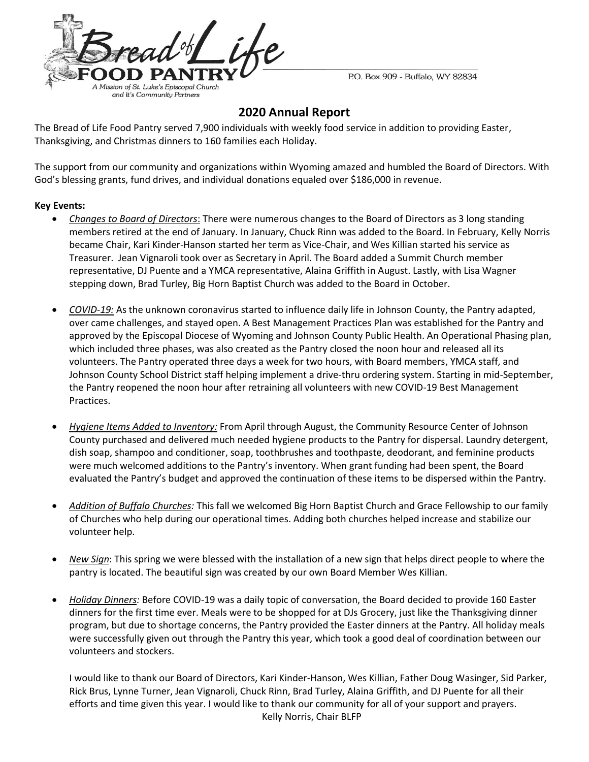Bread of Life FOOD PANTRY

A Mission of St. Luke's Episcopal Church and it's Community Partners

P.O. Box 909 - Buffalo, WY 82834

## 2020 Annual Report

The Bread of Life Food Pantry served 7,900 individuals with weekly food service in addition to providing Easter, Thanksgiving, and Christmas dinners to 160 families each Holiday.

The support from our community and organizations within Wyoming amazed and humbled the Board of Directors. With God's blessing grants, fund drives, and individual donations equaled over $186,000 in revenue.

**Key Events:**

- *Changes to Board of Directors*: There were numerous changes to the Board of Directors as 3 long standing members retired at the end of January. In January, Chuck Rinn was added to the Board. In February, Kelly Norris became Chair, Kari Kinder-Hanson started her term as Vice-Chair, and Wes Killian started his service as Treasurer. Jean Vignaroli took over as Secretary in April. The Board added a Summit Church member representative, DJ Puente and a YMCA representative, Alaina Griffith in August. Lastly, with Lisa Wagner stepping down, Brad Turley, Big Horn Baptist Church was added to the Board in October.

- *COVID-19:* As the unknown coronavirus started to influence daily life in Johnson County, the Pantry adapted, over came challenges, and stayed open. A Best Management Practices Plan was established for the Pantry and approved by the Episcopal Diocese of Wyoming and Johnson County Public Health. An Operational Phasing plan, which included three phases, was also created as the Pantry closed the noon hour and released all its volunteers. The Pantry operated three days a week for two hours, with Board members, YMCA staff, and Johnson County School District staff helping implement a drive-thru ordering system. Starting in mid-September, the Pantry reopened the noon hour after retraining all volunteers with new COVID-19 Best Management Practices.

- *Hygiene Items Added to Inventory:* From April through August, the Community Resource Center of Johnson County purchased and delivered much needed hygiene products to the Pantry for dispersal. Laundry detergent, dish soap, shampoo and conditioner, soap, toothbrushes and toothpaste, deodorant, and feminine products were much welcomed additions to the Pantry's inventory. When grant funding had been spent, the Board evaluated the Pantry's budget and approved the continuation of these items to be dispersed within the Pantry.

- *Addition of Buffalo Churches:* This fall we welcomed Big Horn Baptist Church and Grace Fellowship to our family of Churches who help during our operational times. Adding both churches helped increase and stabilize our volunteer help.

- *New Sign*: This spring we were blessed with the installation of a new sign that helps direct people to where the pantry is located. The beautiful sign was created by our own Board Member Wes Killian.

- *Holiday Dinners:* Before COVID-19 was a daily topic of conversation, the Board decided to provide 160 Easter dinners for the first time ever. Meals were to be shopped for at DJs Grocery, just like the Thanksgiving dinner program, but due to shortage concerns, the Pantry provided the Easter dinners at the Pantry. All holiday meals were successfully given out through the Pantry this year, which took a good deal of coordination between our volunteers and stockers.

I would like to thank our Board of Directors, Kari Kinder-Hanson, Wes Killian, Father Doug Wasinger, Sid Parker, Rick Brus, Lynne Turner, Jean Vignaroli, Chuck Rinn, Brad Turley, Alaina Griffith, and DJ Puente for all their efforts and time given this year. I would like to thank our community for all of your support and prayers.

Kelly Norris, Chair BLFP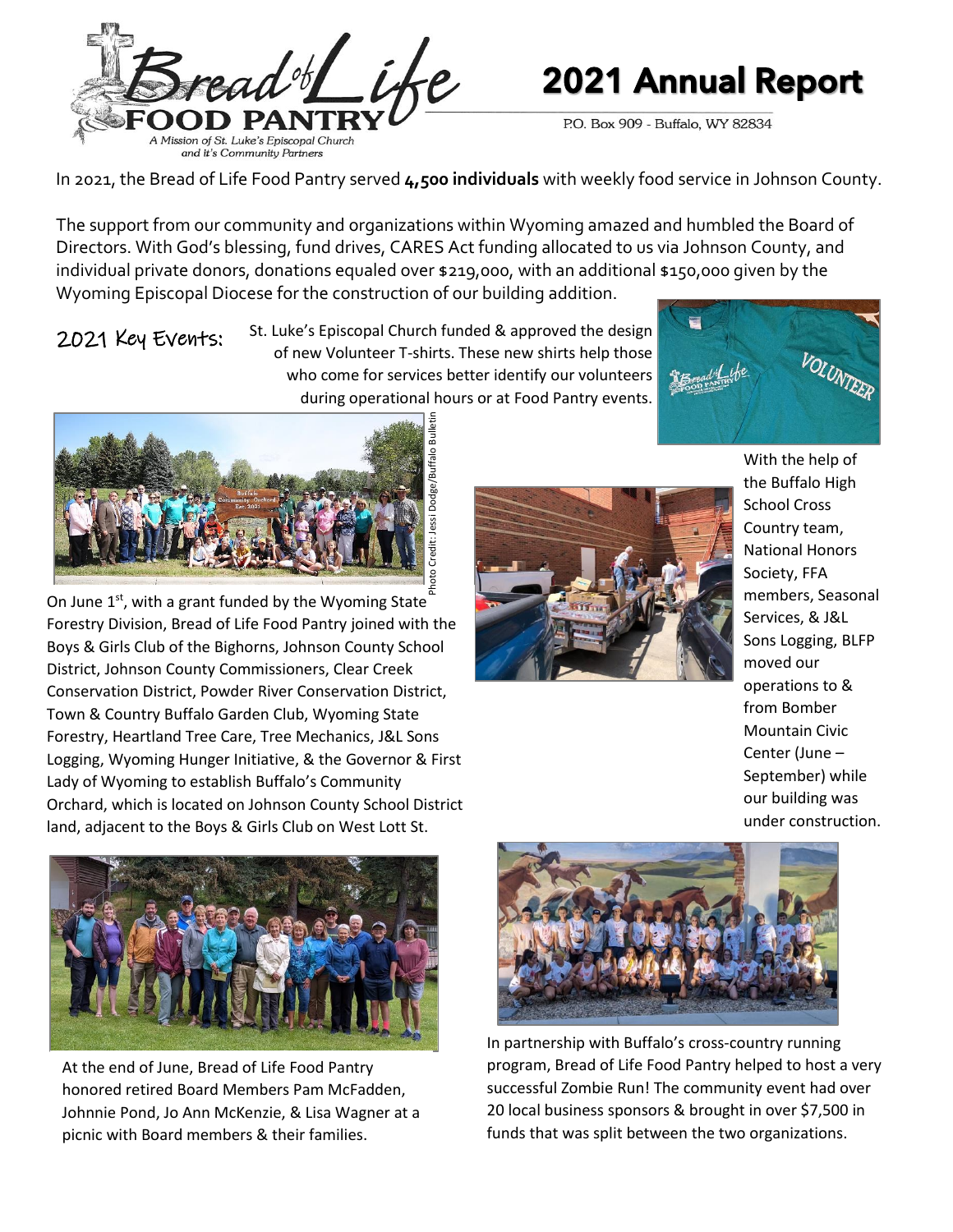# Bread of Life FOOD PANTRY

A Mission of St. Luke's Episcopal Church and it's Community Partners

# 2021 Annual Report

P.O. Box 909 - Buffalo, WY 82834

In 2021, the Bread of Life Food Pantry served **4,500 individuals** with weekly food service in Johnson County.

The support from our community and organizations within Wyoming amazed and humbled the Board of Directors. With God's blessing, fund drives, CARES Act funding allocated to us via Johnson County, and individual private donors, donations equaled over $219,000, with an additional $150,000 given by the Wyoming Episcopal Diocese for the construction of our building addition.

## 2021 Key Events:

St. Luke's Episcopal Church funded & approved the design of new Volunteer T-shirts. These new shirts help those who come for services better identify our volunteers during operational hours or at Food Pantry events.

Photo Credit: Jessi Dodge/Buffalo Bulletin

On June 1st, with a grant funded by the Wyoming State Forestry Division, Bread of Life Food Pantry joined with the Boys & Girls Club of the Bighorns, Johnson County School District, Johnson County Commissioners, Clear Creek Conservation District, Powder River Conservation District, Town & Country Buffalo Garden Club, Wyoming State Forestry, Heartland Tree Care, Tree Mechanics, J&L Sons Logging, Wyoming Hunger Initiative, & the Governor & First Lady of Wyoming to establish Buffalo's Community Orchard, which is located on Johnson County School District land, adjacent to the Boys & Girls Club on West Lott St.

With the help of the Buffalo High School Cross Country team, National Honors Society, FFA members, Seasonal Services, & J&L Sons Logging, BLFP moved our operations to & from Bomber Mountain Civic Center (June – September) while our building was under construction.

At the end of June, Bread of Life Food Pantry honored retired Board Members Pam McFadden, Johnnie Pond, Jo Ann McKenzie, & Lisa Wagner at a picnic with Board members & their families.

In partnership with Buffalo's cross-country running program, Bread of Life Food Pantry helped to host a very successful Zombie Run! The community event had over 20 local business sponsors & brought in over $7,500 in funds that was split between the two organizations.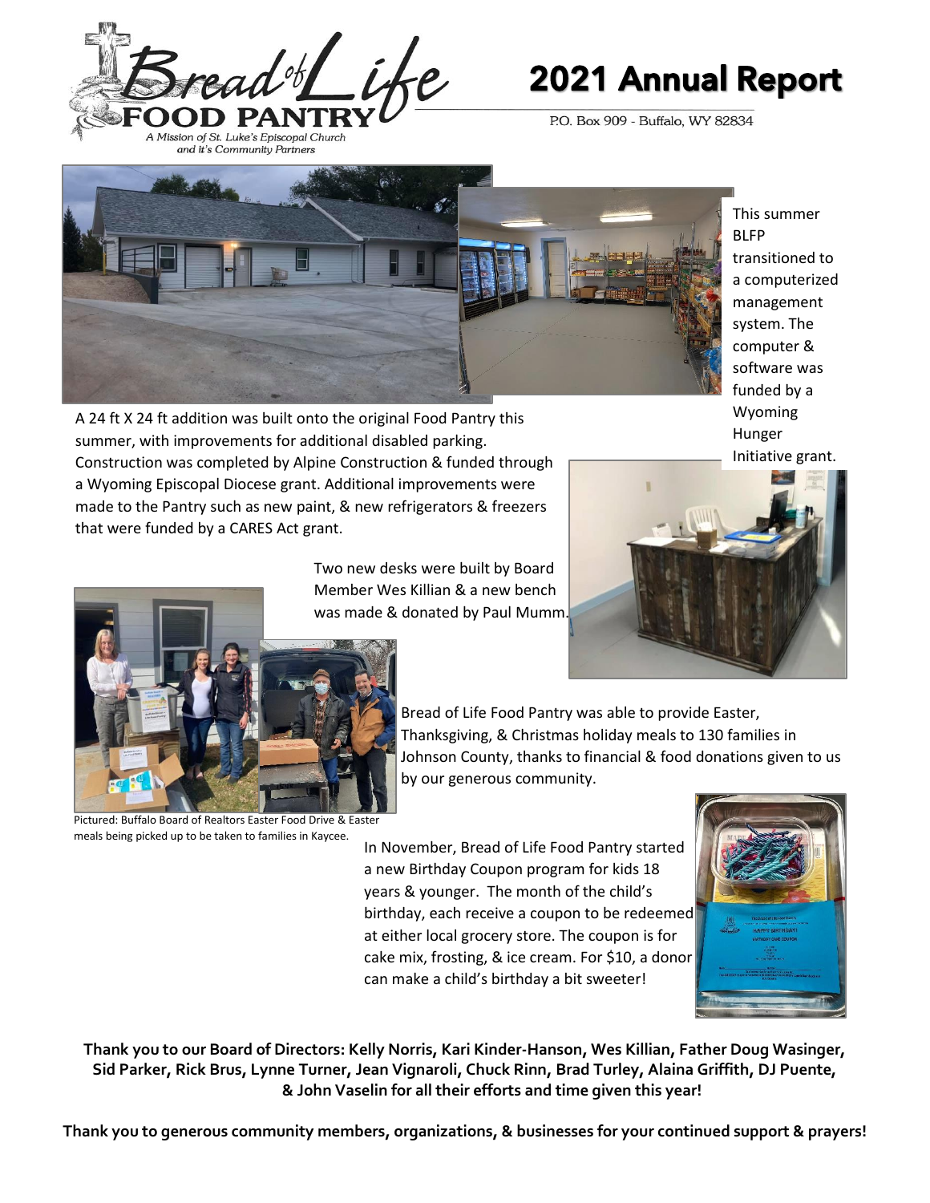Bread of Life FOOD PANTRY

*A Mission of St. Luke's Episcopal Church and it's Community Partners*

# 2021 Annual Report

P.O. Box 909 - Buffalo, WY 82834

A 24 ft X 24 ft addition was built onto the original Food Pantry this summer, with improvements for additional disabled parking. Construction was completed by Alpine Construction & funded through a Wyoming Episcopal Diocese grant. Additional improvements were made to the Pantry such as new paint, & new refrigerators & freezers that were funded by a CARES Act grant.

This summer BLFP transitioned to a computerized management system. The computer & software was funded by a Wyoming Hunger Initiative grant.

Two new desks were built by Board Member Wes Killian & a new bench was made & donated by Paul Mumm.

Bread of Life Food Pantry was able to provide Easter, Thanksgiving, & Christmas holiday meals to 130 families in Johnson County, thanks to financial & food donations given to us by our generous community.

Pictured: Buffalo Board of Realtors Easter Food Drive & Easter meals being picked up to be taken to families in Kaycee.

In November, Bread of Life Food Pantry started a new Birthday Coupon program for kids 18 years & younger. The month of the child's birthday, each receive a coupon to be redeemed at either local grocery store. The coupon is for cake mix, frosting, & ice cream. For $10, a donor can make a child's birthday a bit sweeter!

**Thank you to our Board of Directors: Kelly Norris, Kari Kinder-Hanson, Wes Killian, Father Doug Wasinger, Sid Parker, Rick Brus, Lynne Turner, Jean Vignaroli, Chuck Rinn, Brad Turley, Alaina Griffith, DJ Puente, & John Vaselin for all their efforts and time given this year!**

**Thank you to generous community members, organizations, & businesses for your continued support & prayers!**